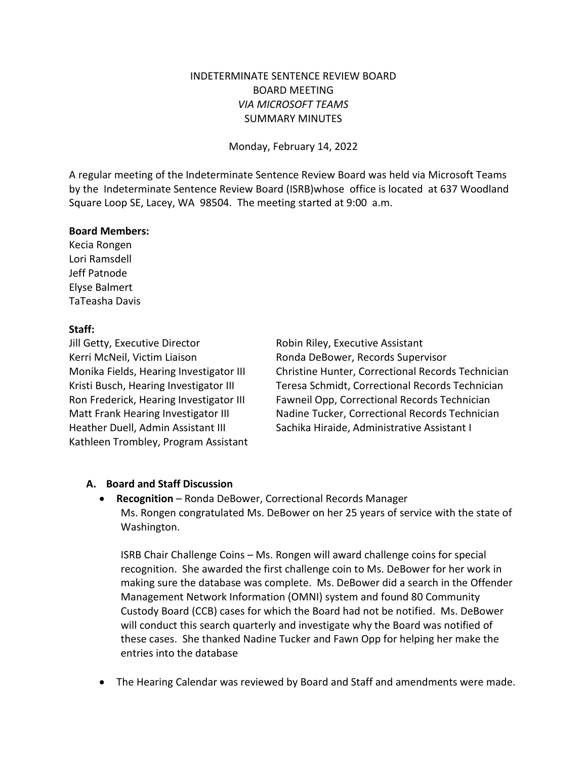INDETERMINATE SENTENCE REVIEW BOARD
BOARD MEETING
*VIA MICROSOFT TEAMS*
SUMMARY MINUTES

Monday, February 14, 2022

A regular meeting of the Indeterminate Sentence Review Board was held via Microsoft Teams by the Indeterminate Sentence Review Board (ISRB)whose office is located at 637 Woodland Square Loop SE, Lacey, WA 98504. The meeting started at 9:00 a.m.

**Board Members:**
Kecia Rongen
Lori Ramsdell
Jeff Patnode
Elyse Balmert
TaTeasha Davis

**Staff:**
Jill Getty, Executive Director
Kerri McNeil, Victim Liaison
Monika Fields, Hearing Investigator III
Kristi Busch, Hearing Investigator III
Ron Frederick, Hearing Investigator III
Matt Frank Hearing Investigator III
Heather Duell, Admin Assistant III
Kathleen Trombley, Program Assistant
Robin Riley, Executive Assistant
Ronda DeBower, Records Supervisor
Christine Hunter, Correctional Records Technician
Teresa Schmidt, Correctional Records Technician
Fawneil Opp, Correctional Records Technician
Nadine Tucker, Correctional Records Technician
Sachika Hiraide, Administrative Assistant I

**A. Board and Staff Discussion**

- **Recognition** – Ronda DeBower, Correctional Records Manager
  Ms. Rongen congratulated Ms. DeBower on her 25 years of service with the state of Washington.

  ISRB Chair Challenge Coins – Ms. Rongen will award challenge coins for special recognition. She awarded the first challenge coin to Ms. DeBower for her work in making sure the database was complete. Ms. DeBower did a search in the Offender Management Network Information (OMNI) system and found 80 Community Custody Board (CCB) cases for which the Board had not be notified. Ms. DeBower will conduct this search quarterly and investigate why the Board was notified of these cases. She thanked Nadine Tucker and Fawn Opp for helping her make the entries into the database

- The Hearing Calendar was reviewed by Board and Staff and amendments were made.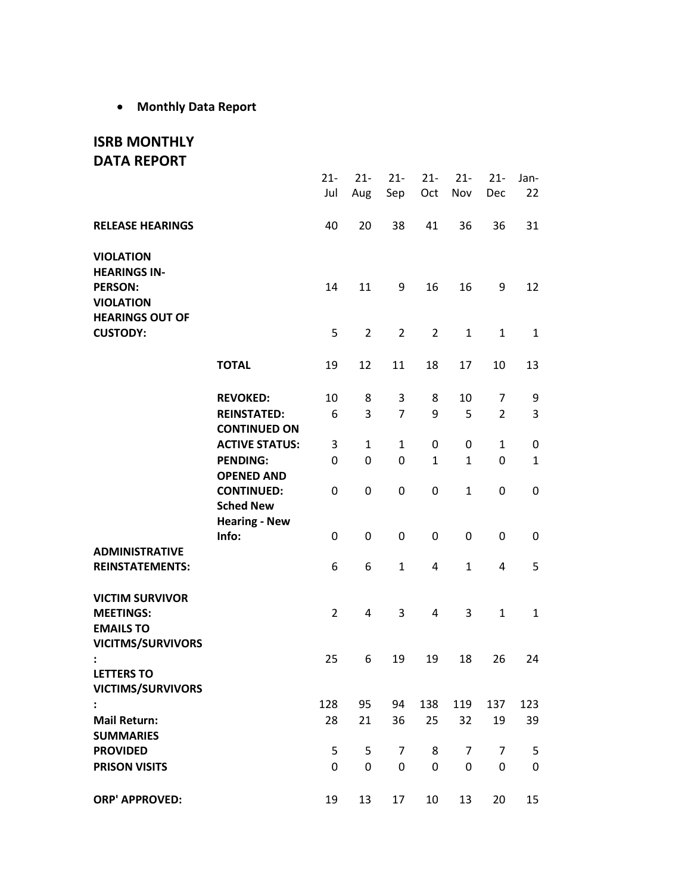- **Monthly Data Report**

## ISRB MONTHLY DATA REPORT

| | | 21-Jul | 21-Aug | 21-Sep | 21-Oct | 21-Nov | 21-Dec | Jan-22 |
|---|---|---|---|---|---|---|---|---|
| **RELEASE HEARINGS** | | 40 | 20 | 38 | 41 | 36 | 36 | 31 |
| **VIOLATION HEARINGS IN-PERSON:** | | 14 | 11 | 9 | 16 | 16 | 9 | 12 |
| **VIOLATION HEARINGS OUT OF CUSTODY:** | | 5 | 2 | 2 | 2 | 1 | 1 | 1 |
| | **TOTAL** | 19 | 12 | 11 | 18 | 17 | 10 | 13 |
| | **REVOKED:** | 10 | 8 | 3 | 8 | 10 | 7 | 9 |
| | **REINSTATED:** | 6 | 3 | 7 | 9 | 5 | 2 | 3 |
| | **CONTINUED ON ACTIVE STATUS:** | 3 | 1 | 1 | 0 | 0 | 1 | 0 |
| | **PENDING:** | 0 | 0 | 0 | 1 | 1 | 0 | 1 |
| | **OPENED AND CONTINUED:** | 0 | 0 | 0 | 0 | 1 | 0 | 0 |
| | **Sched New Hearing - New Info:** | 0 | 0 | 0 | 0 | 0 | 0 | 0 |
| **ADMINISTRATIVE REINSTATEMENTS:** | | 6 | 6 | 1 | 4 | 1 | 4 | 5 |
| **VICTIM SURVIVOR MEETINGS:** | | 2 | 4 | 3 | 4 | 3 | 1 | 1 |
| **EMAILS TO VICITMS/SURVIVORS:** | | 25 | 6 | 19 | 19 | 18 | 26 | 24 |
| **LETTERS TO VICTIMS/SURVIVORS:** | | 128 | 95 | 94 | 138 | 119 | 137 | 123 |
| **Mail Return:** | | 28 | 21 | 36 | 25 | 32 | 19 | 39 |
| **SUMMARIES PROVIDED** | | 5 | 5 | 7 | 8 | 7 | 7 | 5 |
| **PRISON VISITS** | | 0 | 0 | 0 | 0 | 0 | 0 | 0 |
| **ORP' APPROVED:** | | 19 | 13 | 17 | 10 | 13 | 20 | 15 |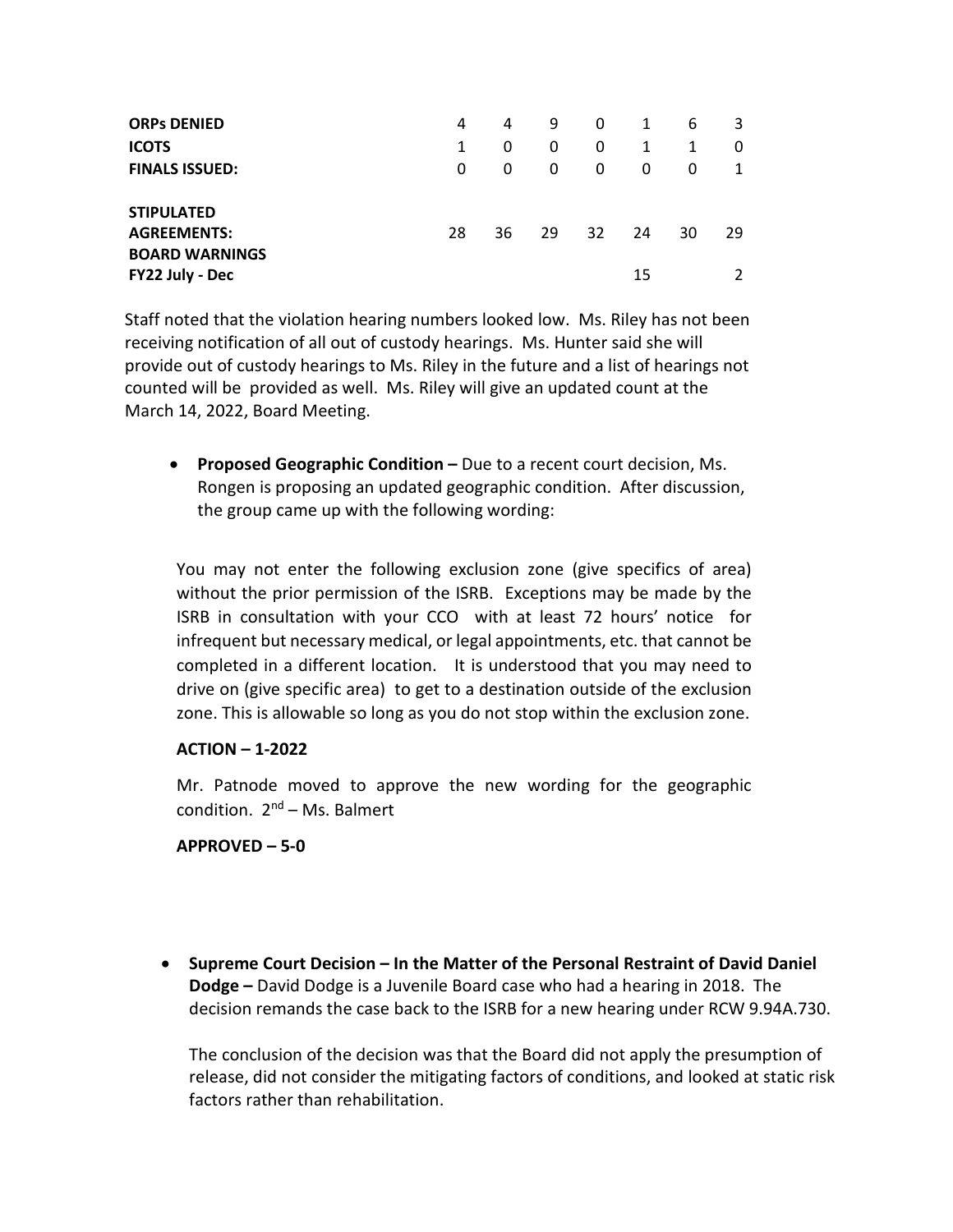| | | | | | | | |
|---|---|---|---|---|---|---|---|
| **ORPs DENIED** | 4 | 4 | 9 | 0 | 1 | 6 | 3 |
| **ICOTS** | 1 | 0 | 0 | 0 | 1 | 1 | 0 |
| **FINALS ISSUED:** | 0 | 0 | 0 | 0 | 0 | 0 | 1 |
| **STIPULATED AGREEMENTS:** | 28 | 36 | 29 | 32 | 24 | 30 | 29 |
| **BOARD WARNINGS FY22 July - Dec** | | | | | 15 | | 2 |

Staff noted that the violation hearing numbers looked low. Ms. Riley has not been receiving notification of all out of custody hearings. Ms. Hunter said she will provide out of custody hearings to Ms. Riley in the future and a list of hearings not counted will be provided as well. Ms. Riley will give an updated count at the March 14, 2022, Board Meeting.

- **Proposed Geographic Condition –** Due to a recent court decision, Ms. Rongen is proposing an updated geographic condition. After discussion, the group came up with the following wording:

  You may not enter the following exclusion zone (give specifics of area) without the prior permission of the ISRB. Exceptions may be made by the ISRB in consultation with your CCO with at least 72 hours' notice for infrequent but necessary medical, or legal appointments, etc. that cannot be completed in a different location. It is understood that you may need to drive on (give specific area) to get to a destination outside of the exclusion zone. This is allowable so long as you do not stop within the exclusion zone.

  **ACTION – 1-2022**

  Mr. Patnode moved to approve the new wording for the geographic condition. 2nd – Ms. Balmert

  **APPROVED – 5-0**

- **Supreme Court Decision – In the Matter of the Personal Restraint of David Daniel Dodge –** David Dodge is a Juvenile Board case who had a hearing in 2018. The decision remands the case back to the ISRB for a new hearing under RCW 9.94A.730.

  The conclusion of the decision was that the Board did not apply the presumption of release, did not consider the mitigating factors of conditions, and looked at static risk factors rather than rehabilitation.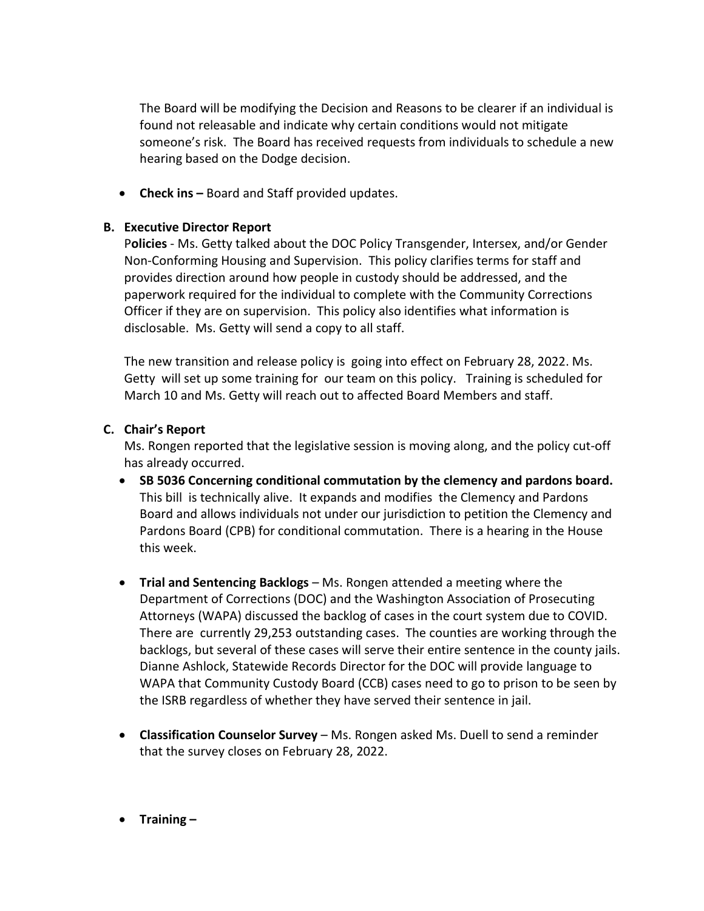The Board will be modifying the Decision and Reasons to be clearer if an individual is found not releasable and indicate why certain conditions would not mitigate someone's risk. The Board has received requests from individuals to schedule a new hearing based on the Dodge decision.

- **Check ins –** Board and Staff provided updates.

**B. Executive Director Report**

P**olicies** - Ms. Getty talked about the DOC Policy Transgender, Intersex, and/or Gender Non-Conforming Housing and Supervision. This policy clarifies terms for staff and provides direction around how people in custody should be addressed, and the paperwork required for the individual to complete with the Community Corrections Officer if they are on supervision. This policy also identifies what information is disclosable. Ms. Getty will send a copy to all staff.

The new transition and release policy is going into effect on February 28, 2022. Ms. Getty will set up some training for our team on this policy. Training is scheduled for March 10 and Ms. Getty will reach out to affected Board Members and staff.

**C. Chair's Report**

Ms. Rongen reported that the legislative session is moving along, and the policy cut-off has already occurred.

- **SB 5036 Concerning conditional commutation by the clemency and pardons board.** This bill is technically alive. It expands and modifies the Clemency and Pardons Board and allows individuals not under our jurisdiction to petition the Clemency and Pardons Board (CPB) for conditional commutation. There is a hearing in the House this week.

- **Trial and Sentencing Backlogs** – Ms. Rongen attended a meeting where the Department of Corrections (DOC) and the Washington Association of Prosecuting Attorneys (WAPA) discussed the backlog of cases in the court system due to COVID. There are currently 29,253 outstanding cases. The counties are working through the backlogs, but several of these cases will serve their entire sentence in the county jails. Dianne Ashlock, Statewide Records Director for the DOC will provide language to WAPA that Community Custody Board (CCB) cases need to go to prison to be seen by the ISRB regardless of whether they have served their sentence in jail.

- **Classification Counselor Survey** – Ms. Rongen asked Ms. Duell to send a reminder that the survey closes on February 28, 2022.

- **Training –**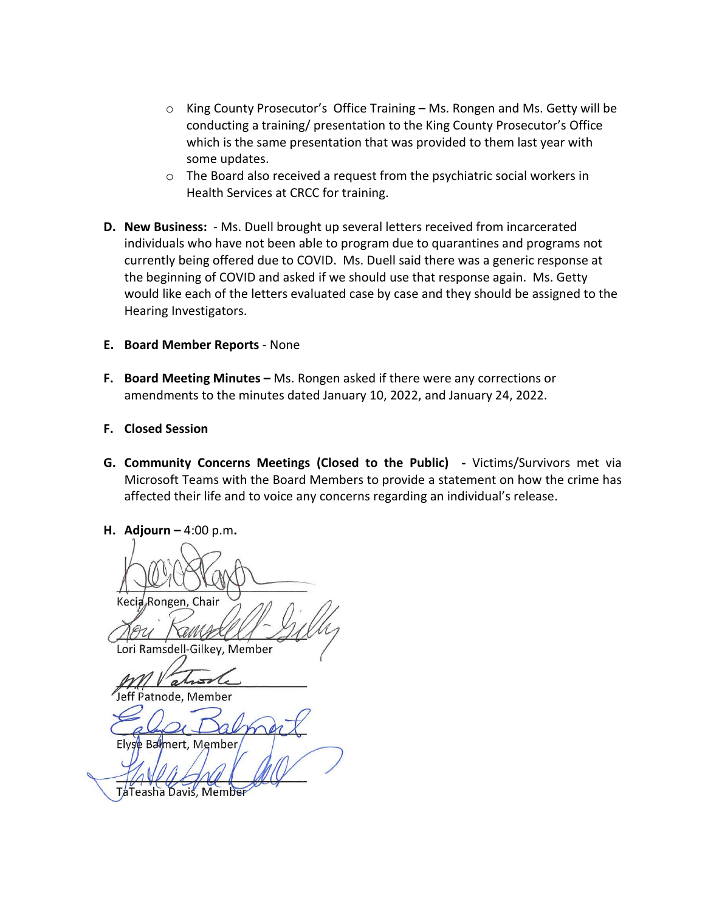- King County Prosecutor's Office Training – Ms. Rongen and Ms. Getty will be conducting a training/ presentation to the King County Prosecutor's Office which is the same presentation that was provided to them last year with some updates.
- The Board also received a request from the psychiatric social workers in Health Services at CRCC for training.

**D. New Business:** - Ms. Duell brought up several letters received from incarcerated individuals who have not been able to program due to quarantines and programs not currently being offered due to COVID. Ms. Duell said there was a generic response at the beginning of COVID and asked if we should use that response again. Ms. Getty would like each of the letters evaluated case by case and they should be assigned to the Hearing Investigators.

**E. Board Member Reports** - None

**F. Board Meeting Minutes –** Ms. Rongen asked if there were any corrections or amendments to the minutes dated January 10, 2022, and January 24, 2022.

**F. Closed Session**

**G. Community Concerns Meetings (Closed to the Public) -** Victims/Survivors met via Microsoft Teams with the Board Members to provide a statement on how the crime has affected their life and to voice any concerns regarding an individual's release.

**H. Adjourn –** 4:00 p.m**.**

Kecia Rongen, Chair

Lori Ramsdell-Gilkey, Member

Jeff Patnode, Member

Elyse Balmert, Member

TaTeasha Davis, Member